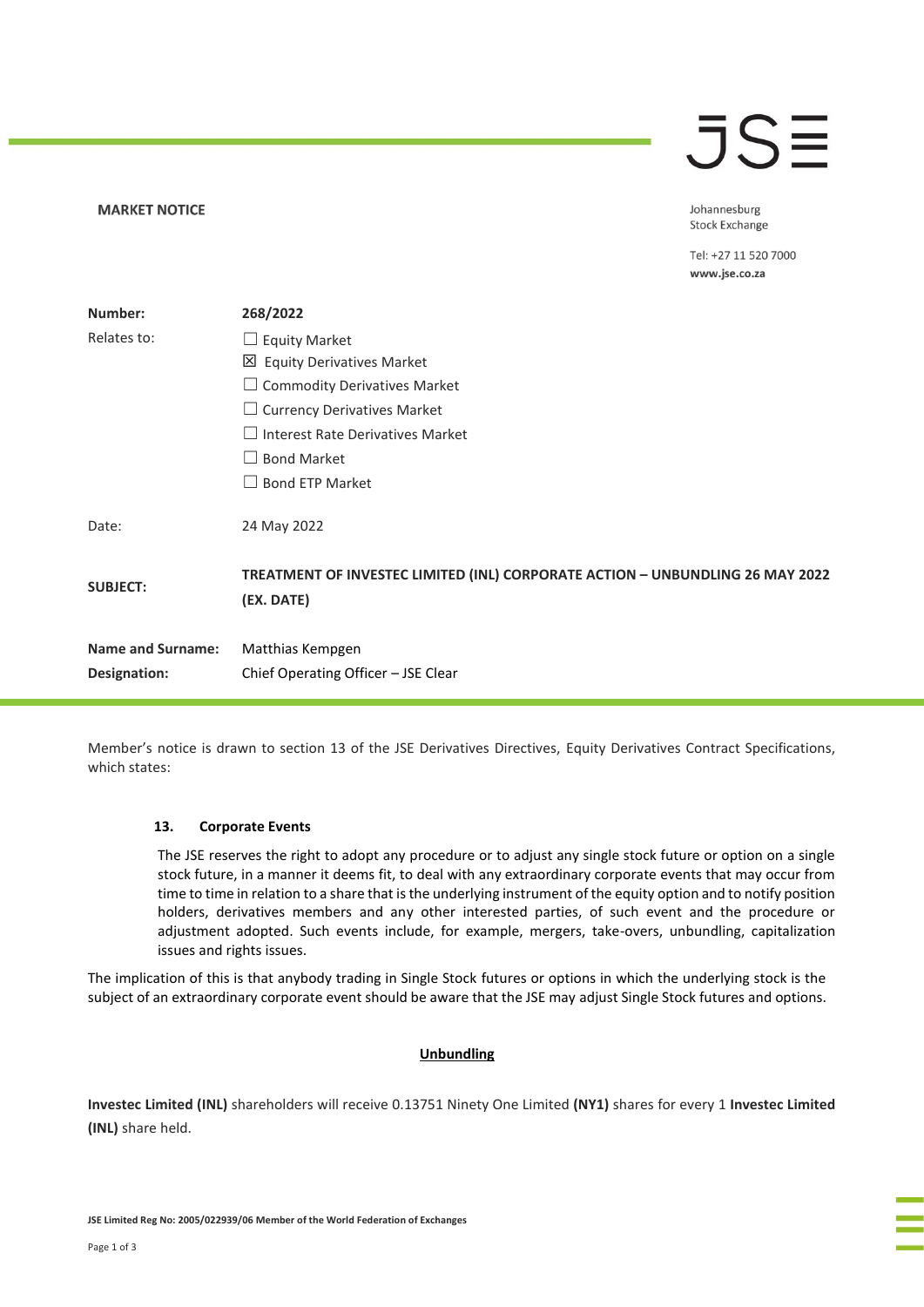**MARKET NOTICE**

Johannesburg
Stock Exchange

Tel: +27 11 520 7000
**www.jse.co.za**

| | |
|---|---|
| **Number:** | **268/2022** |
| Relates to: | ☐ Equity Market<br>☒ Equity Derivatives Market<br>☐ Commodity Derivatives Market<br>☐ Currency Derivatives Market<br>☐ Interest Rate Derivatives Market<br>☐ Bond Market<br>☐ Bond ETP Market |
| Date: | 24 May 2022 |
| **SUBJECT:** | **TREATMENT OF INVESTEC LIMITED (INL) CORPORATE ACTION – UNBUNDLING 26 MAY 2022 (EX. DATE)** |
| **Name and Surname:** | Matthias Kempgen |
| **Designation:** | Chief Operating Officer – JSE Clear |

Member's notice is drawn to section 13 of the JSE Derivatives Directives, Equity Derivatives Contract Specifications, which states:

> **13. Corporate Events**
>
> The JSE reserves the right to adopt any procedure or to adjust any single stock future or option on a single stock future, in a manner it deems fit, to deal with any extraordinary corporate events that may occur from time to time in relation to a share that is the underlying instrument of the equity option and to notify position holders, derivatives members and any other interested parties, of such event and the procedure or adjustment adopted. Such events include, for example, mergers, take-overs, unbundling, capitalization issues and rights issues.

The implication of this is that anybody trading in Single Stock futures or options in which the underlying stock is the subject of an extraordinary corporate event should be aware that the JSE may adjust Single Stock futures and options.

**Unbundling**

**Investec Limited (INL)** shareholders will receive 0.13751 Ninety One Limited **(NY1)** shares for every 1 **Investec Limited (INL)** share held.

JSE Limited Reg No: 2005/022939/06 Member of the World Federation of Exchanges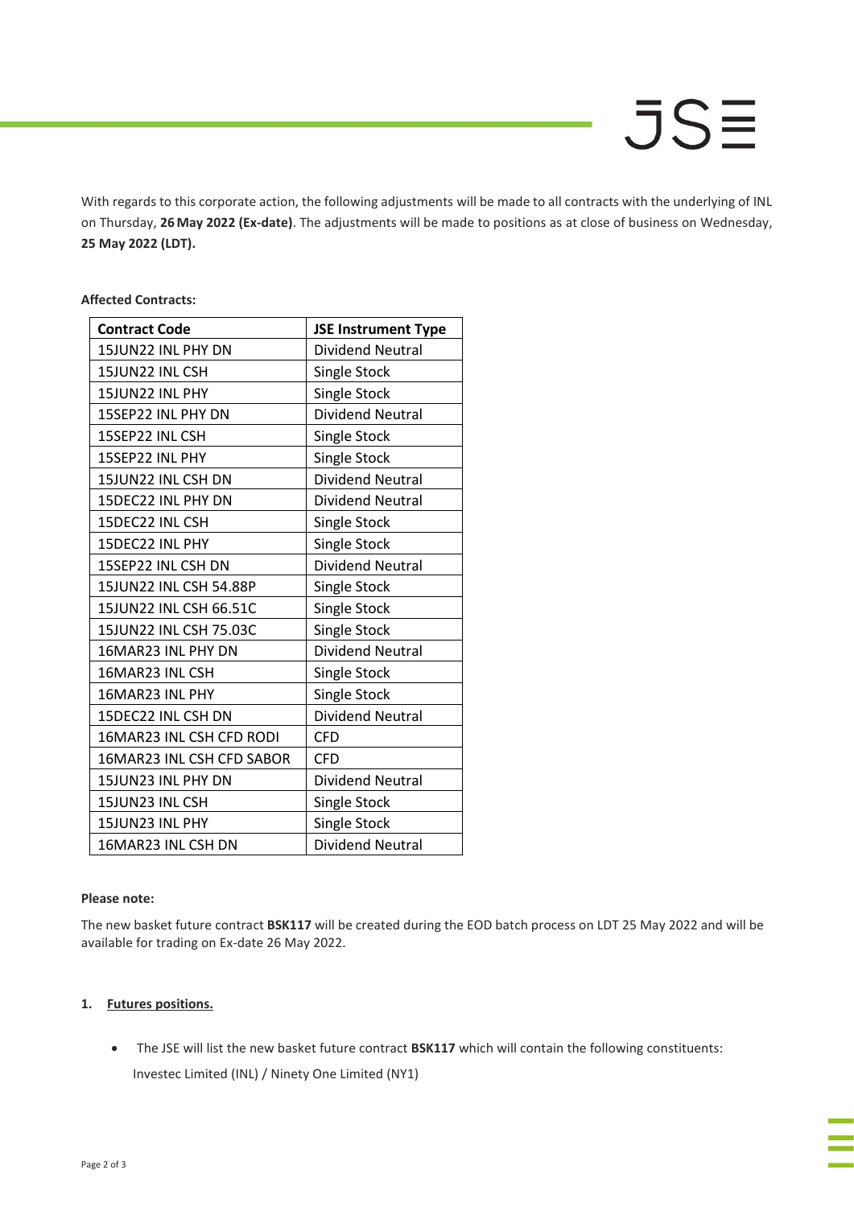With regards to this corporate action, the following adjustments will be made to all contracts with the underlying of INL on Thursday, **26 May 2022 (Ex-date)**. The adjustments will be made to positions as at close of business on Wednesday, **25 May 2022 (LDT).**

**Affected Contracts:**

| Contract Code | JSE Instrument Type |
|---|---|
| 15JUN22 INL PHY DN | Dividend Neutral |
| 15JUN22 INL CSH | Single Stock |
| 15JUN22 INL PHY | Single Stock |
| 15SEP22 INL PHY DN | Dividend Neutral |
| 15SEP22 INL CSH | Single Stock |
| 15SEP22 INL PHY | Single Stock |
| 15JUN22 INL CSH DN | Dividend Neutral |
| 15DEC22 INL PHY DN | Dividend Neutral |
| 15DEC22 INL CSH | Single Stock |
| 15DEC22 INL PHY | Single Stock |
| 15SEP22 INL CSH DN | Dividend Neutral |
| 15JUN22 INL CSH 54.88P | Single Stock |
| 15JUN22 INL CSH 66.51C | Single Stock |
| 15JUN22 INL CSH 75.03C | Single Stock |
| 16MAR23 INL PHY DN | Dividend Neutral |
| 16MAR23 INL CSH | Single Stock |
| 16MAR23 INL PHY | Single Stock |
| 15DEC22 INL CSH DN | Dividend Neutral |
| 16MAR23 INL CSH CFD RODI | CFD |
| 16MAR23 INL CSH CFD SABOR | CFD |
| 15JUN23 INL PHY DN | Dividend Neutral |
| 15JUN23 INL CSH | Single Stock |
| 15JUN23 INL PHY | Single Stock |
| 16MAR23 INL CSH DN | Dividend Neutral |

**Please note:**

The new basket future contract **BSK117** will be created during the EOD batch process on LDT 25 May 2022 and will be available for trading on Ex-date 26 May 2022.

1. **Futures positions.**

- The JSE will list the new basket future contract **BSK117** which will contain the following constituents:
  Investec Limited (INL) / Ninety One Limited (NY1)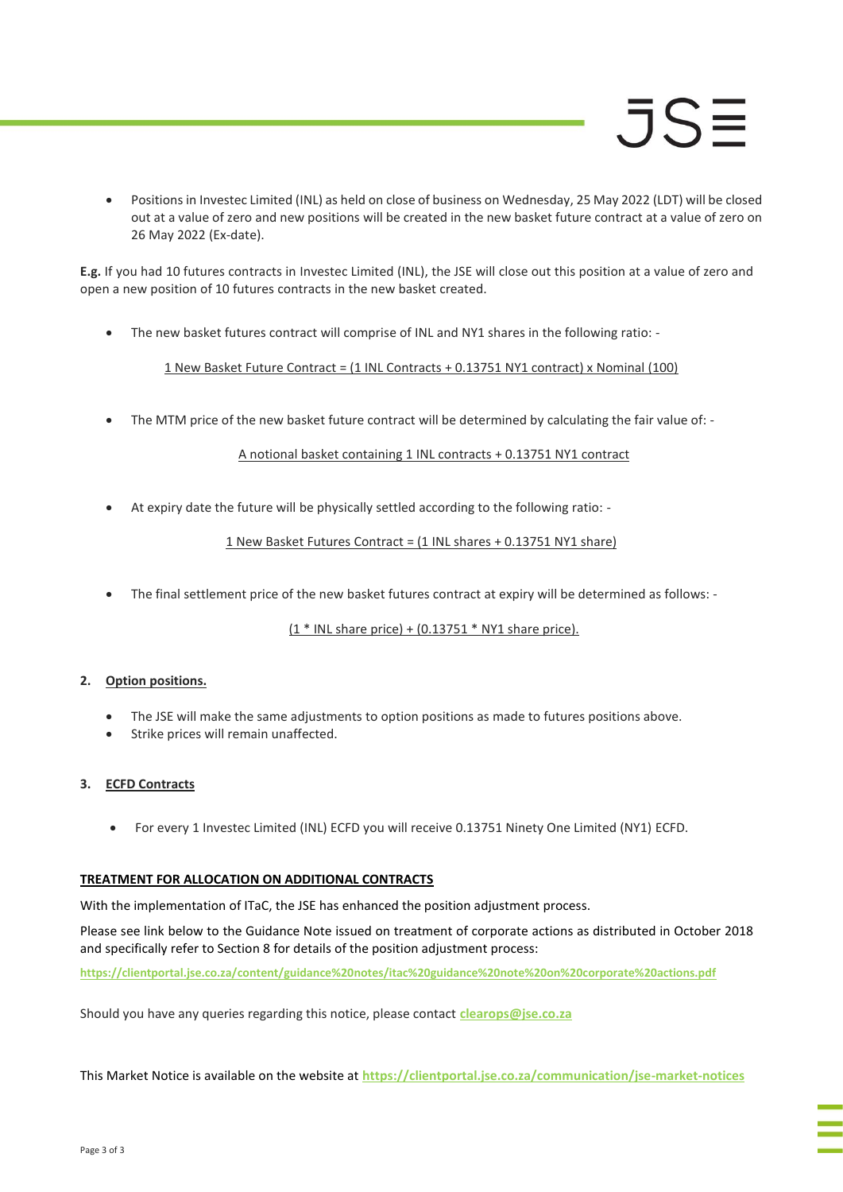- Positions in Investec Limited (INL) as held on close of business on Wednesday, 25 May 2022 (LDT) will be closed out at a value of zero and new positions will be created in the new basket future contract at a value of zero on 26 May 2022 (Ex-date).

**E.g.** If you had 10 futures contracts in Investec Limited (INL), the JSE will close out this position at a value of zero and open a new position of 10 futures contracts in the new basket created.

- The new basket futures contract will comprise of INL and NY1 shares in the following ratio: -

  1 New Basket Future Contract = (1 INL Contracts + 0.13751 NY1 contract) x Nominal (100)

- The MTM price of the new basket future contract will be determined by calculating the fair value of: -

  A notional basket containing 1 INL contracts + 0.13751 NY1 contract

- At expiry date the future will be physically settled according to the following ratio: -

  1 New Basket Futures Contract = (1 INL shares + 0.13751 NY1 share)

- The final settlement price of the new basket futures contract at expiry will be determined as follows: -

  (1 * INL share price) + (0.13751 * NY1 share price).

## 2. Option positions.

- The JSE will make the same adjustments to option positions as made to futures positions above.
- Strike prices will remain unaffected.

## 3. ECFD Contracts

- For every 1 Investec Limited (INL) ECFD you will receive 0.13751 Ninety One Limited (NY1) ECFD.

## TREATMENT FOR ALLOCATION ON ADDITIONAL CONTRACTS

With the implementation of ITaC, the JSE has enhanced the position adjustment process.

Please see link below to the Guidance Note issued on treatment of corporate actions as distributed in October 2018 and specifically refer to Section 8 for details of the position adjustment process:

https://clientportal.jse.co.za/content/guidance%20notes/itac%20guidance%20note%20on%20corporate%20actions.pdf

Should you have any queries regarding this notice, please contact clearops@jse.co.za

This Market Notice is available on the website at https://clientportal.jse.co.za/communication/jse-market-notices